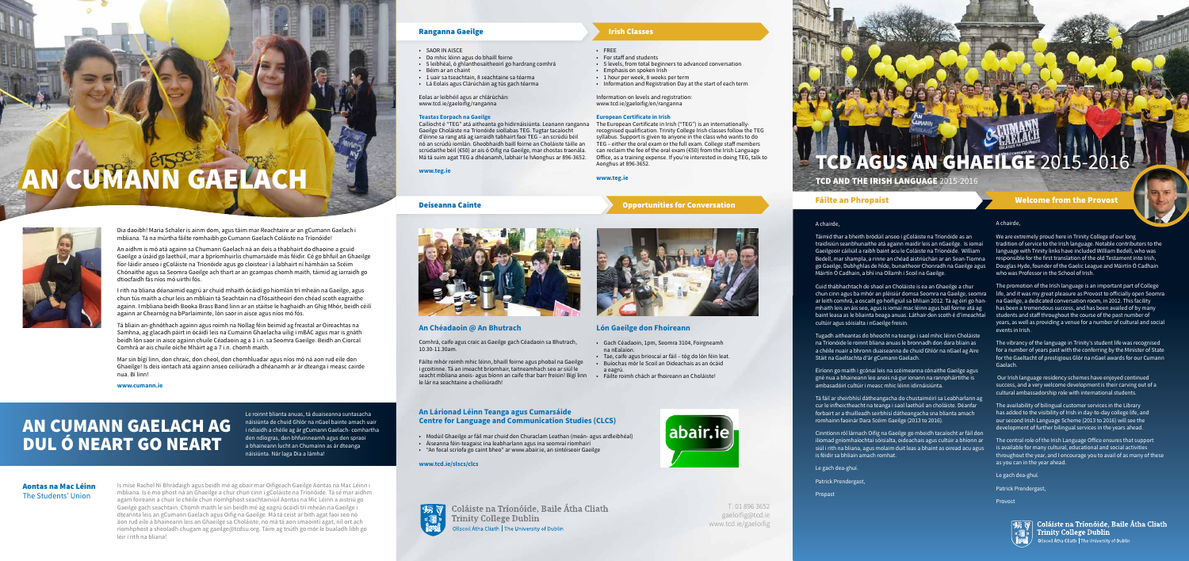# AN CUMANN GAELACH

Dia daoibh! Maria Schäler is ainm dom, agus táim mar Reachtaire ar an gCumann Gaelach i mbliana. Tá na múrtha fáilte romhaibh go Cumann Gaelach Coláiste na Tríonóide!

An aidhm is mó atá againn sa Chumann Gaelach ná an deis a thabhairt do dhaoine a gcuid Gaeilge a úsáid go laethúil, mar a bpríomhuirlis chumarsáide más féidir. Cé go bhfuil an Ghaeilge fíor-láidir anseo i gColáiste na Tríonóide agus go cloistear í á labhairt ní hamháin sa Scéim Chónaithe agus sa Seomra Gaeilge ach thart ar an gcampas chomh maith, táimid ag iarraidh go dtiocfaidh fás níos mó uirthi fós.

I rith na bliana déanaimid eagrú ar chuid mhaith ócáidí go hiomlán trí mheán na Gaeilge, agus chun tús maith a chur leis an mbliain tá Seachtain na dTosaitheoirí den chéad scoth eagraithe againn. I mbliana beidh Booka Brass Band linn ar an stáitse le haghaidh an Ghig Mhór, beidh céilí againn ar Chearnóg na bParlaiminte, lón saor in aisce agus níos mó fós.

Tá bliain an-ghnóthach againn agus roimh na Nollag féin beimid ag freastal ar Oireachtas na Samhna, ag glacadh páirt in ócáidí leis na Cumainn Ghaelacha uilig i mBAC agus mar is gnáth beidh lón saor in aisce againn chuile Céadaoin ag a 1 i.n. sa Seomra Gaeilge. Beidh an Ciorcal Comhrá ar ais chuile oíche Mháirt ag a 7 i.n. chomh maith.

Mar sin bígí linn, don chraic, don cheol, don chomhluadar agus níos mó ná aon rud eile don Ghaeilge! Is deis iontach atá againn anseo ceiliúradh a dhéanamh ar ár dteanga i measc cairde nua. Bí linn!

**www.cumann.ie**

## AN CUMANN GAELACH AG DUL Ó NEART GO NEART

Le roinnt blianta anuas, tá duaiseanna suntasacha náisiúnta de chuid Ghlór na nGael bainte amach uair i ndiaidh a chéile ag ár gCumann Gaelach- comhartha den ndiograis, den bhfuinneamh agus den spraoi a bhaineann lucht an Chumainn as ár dteanga náisiúnta. Nár laga Dia a lámha!

### Aontas na Mac Léinn
The Students' Union

Is mise Rachel Ní Bhrádaigh agus beidh mé ag obair mar Oifigeach Gaeilge Aontas na Mac Léinn i mbliana. Is é mo phost ná an Ghaeilge a chur chun cinn i gColáiste na Tríonóide. Tá sé mar aidhm agam foireann a chuir le chéile chun ríomhphost seachtainiúil Aontas na Mac Léinn a aistriú go Gaeilge gach seachtain. Chomh maith le sin beidh mé ag eagrú ócáidí trí mheán na Gaeilge i dteannta leis an gCumann Gaelach agus Oifig na Gaeilge. Má tá ceist ar bith agat faoi seo nó aon rud eile a bhaineann leis an Ghaeilge sa Choláiste, no má tá aon smaointí agat, níl ort ach ríomhphost a sheoladh chugam ag gaeilge@tcdsu.org. Táim ag tnúth go mór le bualadh libh go léir i rith na bliana!

## Ranganna Gaeilge

- SAOR IN AISCE
- Do mhic léinn agus do bhaill foirne
- 5 leibhéal, ó ghlantosaitheoirí go hardrang comhrá
- Béim ar an chaint
- 1 uair sa tseachtain, 8 seachtaine sa téarma
- Lá Eolais agus Clárúcháin ag tús gach téarma

Eolas ar leibhéil agus ar chlárúchán:
www.tcd.ie/gaeloifig/ranganna

### Teastas Eorpach na Gaeilge

Cailíocht é "TEG" atá aitheanta go hidirnáisiúnta. Leanann ranganna Gaeilge Choláiste na Tríonóide siollabas TEG. Tugtar tacaíocht d'éinne sa rang atá ag iarraidh tabhairt faoi TEG – an scrúdú béil nó an scrúdú iomlán. Gheobhaidh baill foirne an Choláiste táille an scrúdaithe béil (€50) ar ais ó Oifig na Gaeilge, mar chostas traenála. Má tá suim agat TEG a dhéanamh, labhair le hAonghus ar 896-3652.

**www.teg.ie**

## Irish Classes

- FREE
- For staff and students
- 5 levels, from total beginners to advanced conversation
- Emphasis on spoken Irish
- 1 hour per week, 8 weeks per term
- Information and Registration Day at the start of each term

Information on levels and registration:
www.tcd.ie/gaeloifig/en/ranganna

### European Certificate in Irish

The European Certificate in Irish ("TEG") is an internationally-recognised qualification. Trinity College Irish classes follow the TEG syllabus. Support is given to anyone in the class who wants to do TEG – either the oral exam or the full exam. College staff members can reclaim the fee of the oral exam (€50) from the Irish Language Office, as a training expense. If you're interested in doing TEG, talk to Aonghus at 896-3652.

**www.teg.ie**

## Deiseanna Cainte

## Opportunities for Conversation

### An Chéadaoin @ An Bhutrach

Comhrá, caife agus craic as Gaeilge gach Céadaoin sa Bhutrach, 10.30-11.30am.

Fáilte mhór roimh mhic léinn, bhaill foirne agus phobal na Gaeilge i gcoitinne. Tá an imeacht bríomhair, taitneamhach seo ar siúl le seacht mbliana anois- agus bíonn an caife thar barr freisin! Bígí linn le lár na seachtaine a cheiliúradh!

### Lón Gaeilge don Fhoireann

- Gach Céadaoin, 1pm, Seomra 3104, Foirgneamh na nEalaíon.
- Tae, caife agus brioscaí ar fáil – tóg do lón féin leat.
- Buíochas mór le Scoil an Oideachais as an ócáid a eagrú.
- Fáilte roimh chách ar fhoireann an Choláiste!

### An Lárionad Léinn Teanga agus Cumarsáide
### Centre for Language and Communication Studies (CLCS)

- Modúil Ghaeilge ar fáil mar chuid den Churaclam Leathan (meán- agus ardleibhéal)
- Áiseanna féin-teagaisc ina leabharlann agus ina seomraí ríomhairí
- "An focal scríofa go caint bheo" ar www.abair.ie, an sintéiseoir Gaeilge

**www.tcd.ie/slscs/clcs**

abair.ie

Coláiste na Tríonóide, Baile Átha Cliath
Trinity College Dublin
Ollscoil Átha Cliath | The University of Dublin

T: 01 896 3652
gaeloifig@tcd.ie
www.tcd.ie/gaeloifig

# TCD AGUS AN GHAEILGE 2015-2016
## TCD AND THE IRISH LANGUAGE 2015-2016

## Fáilte an Phropaist

A chairde,

Táimid thar a bheith bródúil anseo i gColáiste na Tríonóide as an traidisiún seanbhunaithe atá againn maidir leis an nGaeilge. Is iomaí Gaeilgeoir cáiliúil a raibh baint acu le Coláiste na Tríonóide: William Bedell, mar shampla, a rinne an chéad aistriúchán ar an Sean-Tiomna go Gaeilge, Dubhghlas de hÍde, bunaitheoir Chonradh na Gaeilge agus Máirtín Ó Cadhain, a bhí ina Ollamh i Scoil na Gaeilge.

Cuid thábhachtach de shaol an Choláiste is ea an Ghaeilge a chur chun cinn agus ba mhór an pléisiúr domsa Seomra na Gaeilge, seomra ar leith comhrá, a oscailt go hoifigiúil sa bhliain 2012. Tá ag éirí go han-mhaith leis an áis seo, agus is iomaí mac léinn agus ball foirne atá ag baint leasa as le blianta beaga anuas. Láthair den scoth é d'imeachtaí cultúir agus sóisialta i nGaeilge freisin.

Tugadh aitheantas do bheocht na teanga i saol mhic léinn Choláiste na Tríonóide le roinnt blianta anuas le bronnadh don dara bliain as a chéile nuair a bhronn duaiseanna de chuid Ghlór na nGael ag Aire Stáit na Gaeltachta d'ár gCumann Gaelach.

Éiríonn go maith i gcónaí leis na scéimeanna cónaithe Gaeilge agus gné nua a bhaineann leo anois ná gur ionann na rannpháirtithe is ambasadóir cultúir i measc mhic léinn idirnáisiúnta.

Tá fáil ar sheirbhísí dátheangacha do chustaiméirí sa Leabharlann ag cur le infheictheacht na teanga i saol laethúil an choláiste. Déanfar forbairt ar a thuilleadh seirbhísí dátheangacha sna blianta amach romhainn faoinár Dara Scéim Gaeilge (2013 to 2016).

Cinntíonn ról lárnach Oifig na Gaeilge go mbeidh tacaíocht ar fáil don iliomad gníomhaíochtaí sóisialta, oideachais agus cultúir a bhíonn ar siúl i rith na bliana, agus molaim duit leas a bhaint as oiread acu agus is féidir sa bhliain amach romhat.

Le gach dea-ghuí.

Patrick Prendergast,

Propast

## Welcome from the Provost

A chairde,

We are extremely proud here in Trinity College of our long tradition of service to the Irish language. Notable contributors to the language with Trinity links have included William Bedell, who was responsible for the first translation of the Old Testament into Irish, Douglas Hyde, founder of the Gaelic League and Máirtín Ó Cadhain who was Professor in the School of Irish.

The promotion of the Irish language is an important part of College life, and it was my great pleasure as Provost to officially open Seomra na Gaeilge, a dedicated conversation room, in 2012. This facility has been a tremendous success, and has been availed of by many students and staff throughout the course of the past number of years, as well as providing a venue for a number of cultural and social events in Irish.

The vibrancy of the language in Trinity's student life was recognised for a number of years past with the conferring by the Minister of State for the Gaeltacht of prestigious Glór na nGael awards for our Cumann Gaelach.

Our Irish language residency schemes have enjoyed continued success, and a very welcome development is their carving out of a cultural ambassadorship role with international students.

The availability of bilingual customer services in the Library has added to the visibility of Irish in day-to-day college life, and our second Irish Language Scheme (2013 to 2016) will see the development of further bilingual services in the years ahead.

The central role of the Irish Language Office ensures that support is available for many cultural, educational and social activities throughout the year, and I encourage you to avail of as many of these as you can in the year ahead.

Le gach dea-ghuí.

Patrick Prendergast,

Provost

Coláiste na Tríonóide, Baile Átha Cliath
Trinity College Dublin
Ollscoil Átha Cliath | The University of Dublin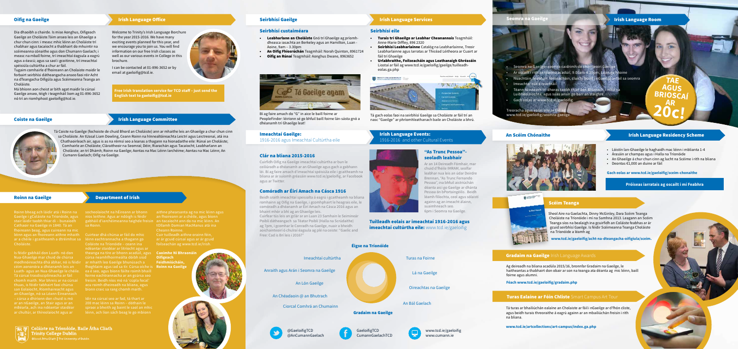## Oifig na Gaeilge

Dia dhaoibh a chairde. Is mise Aonghus, Oifigeach Gaeilge an Choláiste.Táim anseo leis an Ghaeilge a chur chun cinn: i measc mhic léinn an Choláiste trí chabhair agus tacaíocht a thabhairt do mhuintir na scéimeanna cónaithe agus don Chumann Gaelach; i measc na mball foirne, trí imeachtaí éagsula a eagrú agus a éascú; agus sa saol i gcoitinne, trí imeachtaí spéisiúla cultúrtha a chur ar fáil.

Tugaim comhairle d'fhoireann an Choláiste maidir le forbairt seirbhísí dátheangacha anseo faoi réir Acht na dTeangacha Oifigiúla agus Scéimeanna Teanga an Choláiste.

Má bhíonn aon cheist ar bith agat maidir le cúrsaí Gaeilge anseo, téigh i teagmháil liom ag 01-896-3652 nó trí an ríomhphost gaeloifig@tcd.ie.

## Irish Language Office

Welcome to Trinity's Irish Language Borchure for the year 2015-2016. We have many exciting events planned for this year, and we encourage you to join us. You will find information on our free Irish classes as well as our various events in College in this brochure.

I can be contacted at 01-896-3652 or by email at gaeloifig@tcd.ie.

**Free Irish translation service for TCD staff – just send the English text to gaeloifig@tcd.ie**

## Coiste na Gaeilge

## Irish Language Committee

Tá Coiste na Gaeilge (fochoiste de chuid Bhord an Choláiste) ann ar mhaithe leis an Ghaeilge a chur chun cinn sa Choláiste. An tUasal Liam Dowling, Ceann Roinn na hInnealtóireachta Leictrí agus Leictreonaí, atá ina Chathaoirleach air, agus is as na réimsí seo a leanas a thagann na hionadaithe eile: Rúnaí an Choláiste; Comhairle an Choláiste; Cláraitheoir na Seomraí; Déin; Riaracháin agus Tacaíocht; Leabharlann an Choláiste; an trí Dhámh; Roinn na Gaeilge; Aontas na Mac Léinn Iarchéime; Aontas na Mac Léinn; An Cumann Gaelach; Oifig na Gaeilge.

## Roinn na Gaeilge

## Department of Irish

Roinn bheag ach láidir atá i Roinn na Gaeilge i gColáiste na Tríonóide, agus stair láidir taobh thiar di – bunaíodh Cathaoir na Gaeilge in 1840. Tá an fhoireann beag, agus cuireann na mic léinn agus an fhoireann aithne mhaith ar a chéile i gcaitheamh a dtréimhse sa Choláiste.

Is féidir gabháil don Luath- nó don Nua-Ghaeilge mar chuid de chúrsa modhnóireachta dhá ábhar, nó is féidir céim aonnóra a dhéanamh leis an Luath- agus an Nua-Ghaeilge le chéile. Tá cúrsaí trasdisciplíneacha ar fáil chomh maith. Mar bhreis ar na cúrsaí thuas, is féidir tabhairt faoi chúrsa san Eolaíocht, Ríomhaireacht agus an Ghaeilge, nó sa Léann Éireannach – cúrsa a dhíríonn don chuid is mó ar an nGaeilge, an Stair agus ar an mBéarla, ach ina ndéantar staidéar ar chultúr, ar thíreolaíocht agus ar socheolaíocht na hÉireann ar bhonn níos leithne. Agus ar ndóigh is féidir gabháil d'iarchéimeanna taighde freisin sa Roinn.

Cuirtear dhá chúrsa ar fáil do mhic léinn eachtrannacha a thagann go Coláiste na Tríonóide – ceann ina ndéantar staidéar ar litríocht agus ar theanga na tíre ar bhonn acadúil, agus cúrsa neamhfhoirmeálta dóibh siúd ar mhaith leo Gaeilge bhunúsach a fhoghlaim agus iad sa tír. Cúrsa oíche is ea é seo, agus bíonn fáilte roimh bhaill foirne eachtrannacha ar an gcúrsa seo freisin. Beidh níos mó ná 'cúpla focal' acu roimh dheireadh na bliana, agus bíonn craic sa rang chomh maith.

Idir na cúrsaí seo ar fad, tá thart ar 200 mac léinn sa Roinn – dóthain le spraoi a bheith ag baint le saol an mhic léinn, ach líon sách beag le go mbíonn aithne phearsanta ag na mic léinn agus an fhoireann ar a chéile, agus bíonn an-tacaíocht ann do na mic léinn. An tOllamh Damian MacManus atá ina Cheann Roinne.

Cuir tuilleadh aithne orainn féin, ar ár gcuid cúrsaí agus ar ár gcuid foilseachán ag www.tcd.ie/Irish.

**Caoimhe Ní Bhraonáin**
**Oifigeach Feidhmiúcháin, Roinn na Gaeilge**

Coláiste na Tríonóide, Baile Átha Cliath
Trinity College Dublin
Ollscoil Átha Cliath | The University of Dublin

## Seirbhísí Gaeilge

## Irish Language Services

### Seirbhísí custaiméara

- **Leabharlann an Choláiste** Gnó trí Ghaeilge ag príomhdheasca iasachta an Berkeley agus an Hamilton, Luan - Aoine, 9am – 3.30pm
- **An Oifig Fhiosrúchán** Teagmháil: Norah Quinton, 8961724
- **Oifig an Rúnaí** Teagmháil: Aonghus Dwane, 8963652

Bí ag faire amach do "G" in aice le baill foirne ar PeopleFinder: léiríonn sé go bhfuil baill foirne lán-sásta gnó a dhéanamh trí Ghaeilge leat!

### Seirbhísí eile

- **Turais trí Ghaeilge ar Leabhar Cheanannais** Teagmháil: Anne-Marie Diffley, 896 2320
- **Seirbhísí Leabharlainne** Catalóg na Leabharlainne, Treoir Leabharlainne agus Iarratas ar Thicéad Léitheora ar Cuairt ar fáil trí Ghaeilge
- **Urlabhraithe, Foilseacháin agus Leathanaigh Ghréasáin** Liostaí ar fáil ag www.tcd.ie/gaeloifig/gaeilge/tuilleadh-eolas.php

Tá gach eolas faoi na seirbhísí Gaeilge sa Choláiste ar fáil trí an nasc "Gaeilge" ar phríomhleathanach baile an Choláiste a bhrú.

## Imeachtaí Gaeilge:
1916-2016 agus Imeachtaí Cultúrtha eile

## Irish Language Events:
1916-2016 and other Cultural Events

### Clár na bliana 2015-2016

Cuirfidh Oifig na Gaeilge imeachtaí cultúrtha ar bun le ceiliúradh a dhéanamh ar an Ghaeilge agus gach a gabhann léi. Bí ag faire amach d'imeachtaí spéisiúla eile i gcaitheamh na bliana ar ár suíomh gréasáin www.tcd.ie/gaeloifig, ar Facebook agus ar Twitter.

### Comóradh ar Éirí Amach na Cásca 1916

Beidh sraith imeachtaí spéisiúla á eagrú i gcaitheamh na bliana romhainn ag Oifig na Gaeilge, i gcomhpháirt le heagrais eile, le comóradh a dhéanamh ar Éirí Amach na Cásca 1916 agus an bhaint mhór a bhí ag an Ghaeilge leis.

Cuirfear tús leis an gclár ar an Luan 23 Samhain le Seimineár Poiblí dátheangach sa Téatar Poiblí (Halla na Scrúdaithe) ag 7pm, i gcomhar le Conradh na Gaeilge, nuair a bheidh aoichainteoirí ó chúlraí éagsula ag plé na ceiste: "Gaelic and Free: Cad is Brí leis i 2016?"

### "As Trunc Pessoa"- seoladh leabhair

Ar an 14 Deireadh Fómhair, mar chuid d'fhéile IMRAM, seolfar leabhar nua leis an údar Deirdre Brennan, "As Trunc Fernando Pessoa", ina bhfuil aistriúchán déanta aici go Gaeilge ar dhánta Pessoa ón Phortaingéilis . Beidh léamh filíochta, ceol agus sólaistí againn ag an imeacht álainn, suaimhneach seo.
6pm i Seomra na Gaeilge.

**Tuilleadh eolais ar imeachtaí 1916-2016 agus imeachtaí cultúrtha eile:** www.tcd.ie/gaeloifig

### Éigse na Tríonóide

Imeachtaí cultúrtha
Anraith agus Arán i Seomra na Gaeilge
An Lón Gaeilge
An Chéadaoin @ an Bhutrach
Ciorcal Comhrá an Chumainn
Turas na Foirne
Lá na Gaeilge
Oireachtas na Gaeilge
An Bál Gaelach

**Gradaim na Gaeilge**

@GaeloifigTCD
@AnCumannGaelach

GaeloifigTCD
CumannGaelachTCD

www.tcd.ie/gaeloifig
www.cumann.ie

## Seomra na Gaeilge

## Irish Language Room

- Seomra na Gaeilge: seomra caidrimh do chainteoirí Gaeilge
- Ar oscailt i rith an téarma acadúil, 9.00am-4.30pm, Luan go hAoine
- Nuachtáin, leabhair, foilseacháin, cluichí boird i nGaeilge ar fáil sa seomra
- Imeachtaí eile á reachtáil
- Teann tú isteach trí dhoras taobh thiar den Bhutrach, i mBá na Luibheolaíochta, agus suas ansin go barr an staighre.
- Gach eolas ar www.tcd.ie/gaeloifig

Treoracha agus eolas eile ar fáil ag www.tcd.ie/gaeloifig/seomra-gaeilge.

**TAE AGUS BRIOSCAÍ AR 20c!**

## An Scéim Chónaithe

## Irish Language Residency Scheme

- Lóistín lán-Ghaeilge le haghaidh mac léinn i mblianta 1-4
- Árasáin ar champas agus i Halla na Tríonóide
- An Ghaeilge á chur chun cinn ag lucht na Scéime i rith na bliana
- Deontas €1,000 an duine ar fáil

**Gach eolas ar www.tcd.ie/gaeloifig/sceim-chonaithe**

**Próiseas iarratais ag oscailt i mí Feabhra**

## Scéim Teanga

Sheol Aire na Gaelachta, Dinny McGinley, Dara Scéim Teanga Choláiste na Tríonóide i mí na Samhna 2013. Leagann an Scéim Teanga síos na bealaigh ina gcuirfidh an Coláiste feabhas ar ár gcuid seirbhísí Gaeilge. Is féidir Scéimeanna Teanga Choláiste na Tríonóide a léamh ag

**www.tcd.ie/gaeloifig/acht-na-dteangacha-oifigiula/sceim.**

## Gradaim na Gaeilge Irish Language Awards

Ag deireadh na bliana acadúla 2015/16, bronnfar Gradaim na Gaeilge, le haitheantas a thabhairt don obair ar son na teanga atá déanta ag mic léinn, baill foirne agus alumni.

**Féach www.tcd.ie/gaeloifig/gradaim.php**

## Turas Ealaíne ar Fóin Chliste Smart Campus Art Tour

Tá turas ar bhailiúchán ealaíne an Choláiste ar fáil i nGaeilge ar d'fhón cliste, agus beidh turais threoraithe á eagrú againn ar an mbailiúchán freisin i rith na bliana.

**www.tcd.ie/artcollections/art-campus/index.ga.php**